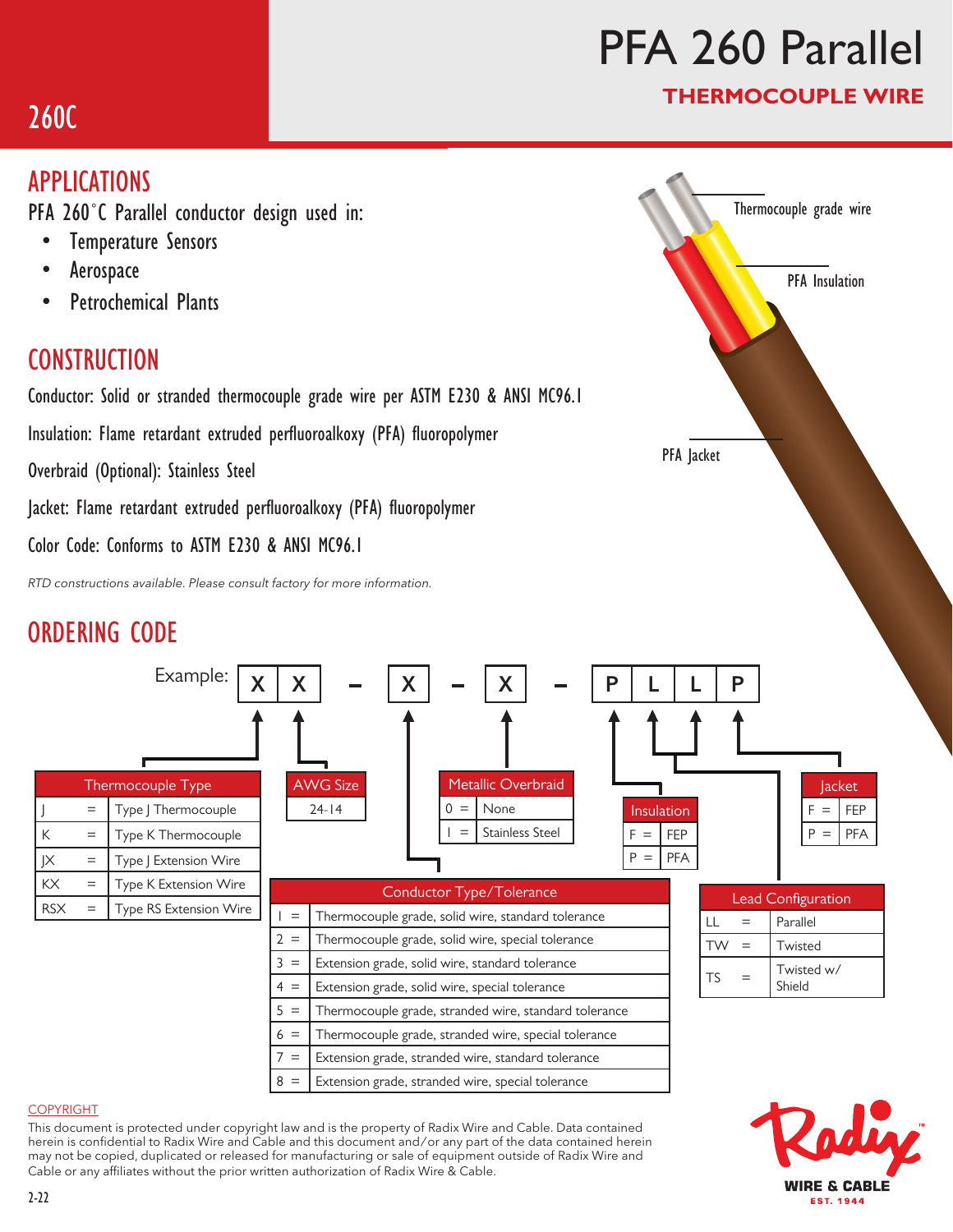# PFA 260 Parallel

**THERMOCOUPLE WIRE**

260C

## APPLICATIONS

PFA 260°C Parallel conductor design used in:

- Temperature Sensors
- Aerospace
- Petrochemical Plants

Thermocouple grade wire

PFA Insulation

PFA Jacket

## CONSTRUCTION

Conductor: Solid or stranded thermocouple grade wire per ASTM E230 & ANSI MC96.1

Insulation: Flame retardant extruded perfluoroalkoxy (PFA) fluoropolymer

Overbraid (Optional): Stainless Steel

Jacket: Flame retardant extruded perfluoroalkoxy (PFA) fluoropolymer

Color Code: Conforms to ASTM E230 & ANSI MC96.1

*RTD constructions available. Please consult factory for more information.*

## ORDERING CODE

Example: X X – X – X – P L L P

| Thermocouple Type | | |
|---|---|---|
| J | = | Type J Thermocouple |
| K | = | Type K Thermocouple |
| JX | = | Type J Extension Wire |
| KX | = | Type K Extension Wire |
| RSX | = | Type RS Extension Wire |

| AWG Size |
|---|
| 24-14 |

| Metallic Overbraid | | |
|---|---|---|
| 0 | = | None |
| 1 | = | Stainless Steel |

| Conductor Type/Tolerance | | |
|---|---|---|
| 1 | = | Thermocouple grade, solid wire, standard tolerance |
| 2 | = | Thermocouple grade, solid wire, special tolerance |
| 3 | = | Extension grade, solid wire, standard tolerance |
| 4 | = | Extension grade, solid wire, special tolerance |
| 5 | = | Thermocouple grade, stranded wire, standard tolerance |
| 6 | = | Thermocouple grade, stranded wire, special tolerance |
| 7 | = | Extension grade, stranded wire, standard tolerance |
| 8 | = | Extension grade, stranded wire, special tolerance |

| Insulation | | |
|---|---|---|
| F | = | FEP |
| P | = | PFA |

| Lead Configuration | | |
|---|---|---|
| LL | = | Parallel |
| TW | = | Twisted |
| TS | = | Twisted w/ Shield |

| Jacket | | |
|---|---|---|
| F | = | FEP |
| P | = | PFA |

COPYRIGHT

This document is protected under copyright law and is the property of Radix Wire and Cable. Data contained herein is confidential to Radix Wire and Cable and this document and/or any part of the data contained herein may not be copied, duplicated or released for manufacturing or sale of equipment outside of Radix Wire and Cable or any affiliates without the prior written authorization of Radix Wire & Cable.

Radix WIRE & CABLE EST. 1944

2-22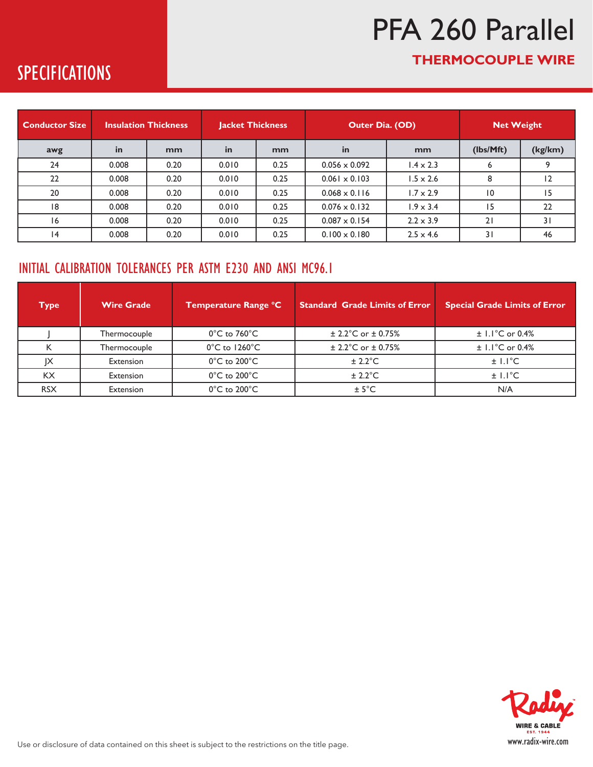# PFA 260 Parallel

## THERMOCOUPLE WIRE

## SPECIFICATIONS

| Conductor Size | Insulation Thickness | | Jacket Thickness | | Outer Dia. (OD) | | Net Weight | |
|---|---|---|---|---|---|---|---|---|
| awg | in | mm | in | mm | in | mm | (lbs/Mft) | (kg/km) |
| 24 | 0.008 | 0.20 | 0.010 | 0.25 | 0.056 x 0.092 | 1.4 x 2.3 | 6 | 9 |
| 22 | 0.008 | 0.20 | 0.010 | 0.25 | 0.061 x 0.103 | 1.5 x 2.6 | 8 | 12 |
| 20 | 0.008 | 0.20 | 0.010 | 0.25 | 0.068 x 0.116 | 1.7 x 2.9 | 10 | 15 |
| 18 | 0.008 | 0.20 | 0.010 | 0.25 | 0.076 x 0.132 | 1.9 x 3.4 | 15 | 22 |
| 16 | 0.008 | 0.20 | 0.010 | 0.25 | 0.087 x 0.154 | 2.2 x 3.9 | 21 | 31 |
| 14 | 0.008 | 0.20 | 0.010 | 0.25 | 0.100 x 0.180 | 2.5 x 4.6 | 31 | 46 |

## INITIAL CALIBRATION TOLERANCES PER ASTM E230 AND ANSI MC96.1

| Type | Wire Grade | Temperature Range °C | Standard Grade Limits of Error | Special Grade Limits of Error |
|---|---|---|---|---|
| J | Thermocouple | 0°C to 760°C | ± 2.2°C or ± 0.75% | ± 1.1°C or 0.4% |
| K | Thermocouple | 0°C to 1260°C | ± 2.2°C or ± 0.75% | ± 1.1°C or 0.4% |
| JX | Extension | 0°C to 200°C | ± 2.2°C | ± 1.1°C |
| KX | Extension | 0°C to 200°C | ± 2.2°C | ± 1.1°C |
| RSX | Extension | 0°C to 200°C | ± 5°C | N/A |

Use or disclosure of data contained on this sheet is subject to the restrictions on the title page.

Radix WIRE & CABLE EST. 1944

www.radix-wire.com